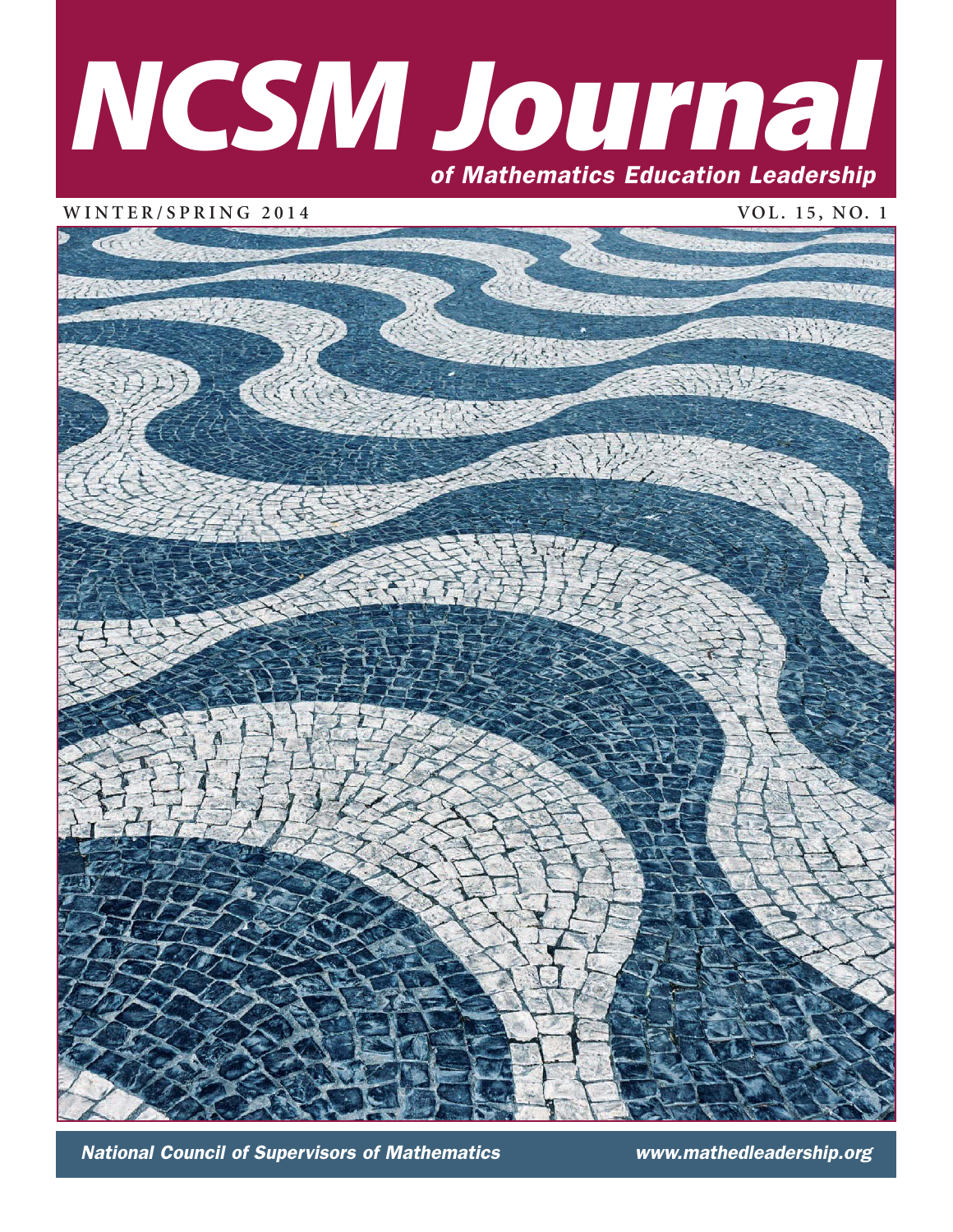# NCSM Journal

## of Mathematics Education Leadership

WINTER/SPRING 2014

VOL. 15, NO. 1

*National Council of Supervisors of Mathematics*

*www.mathedleadership.org*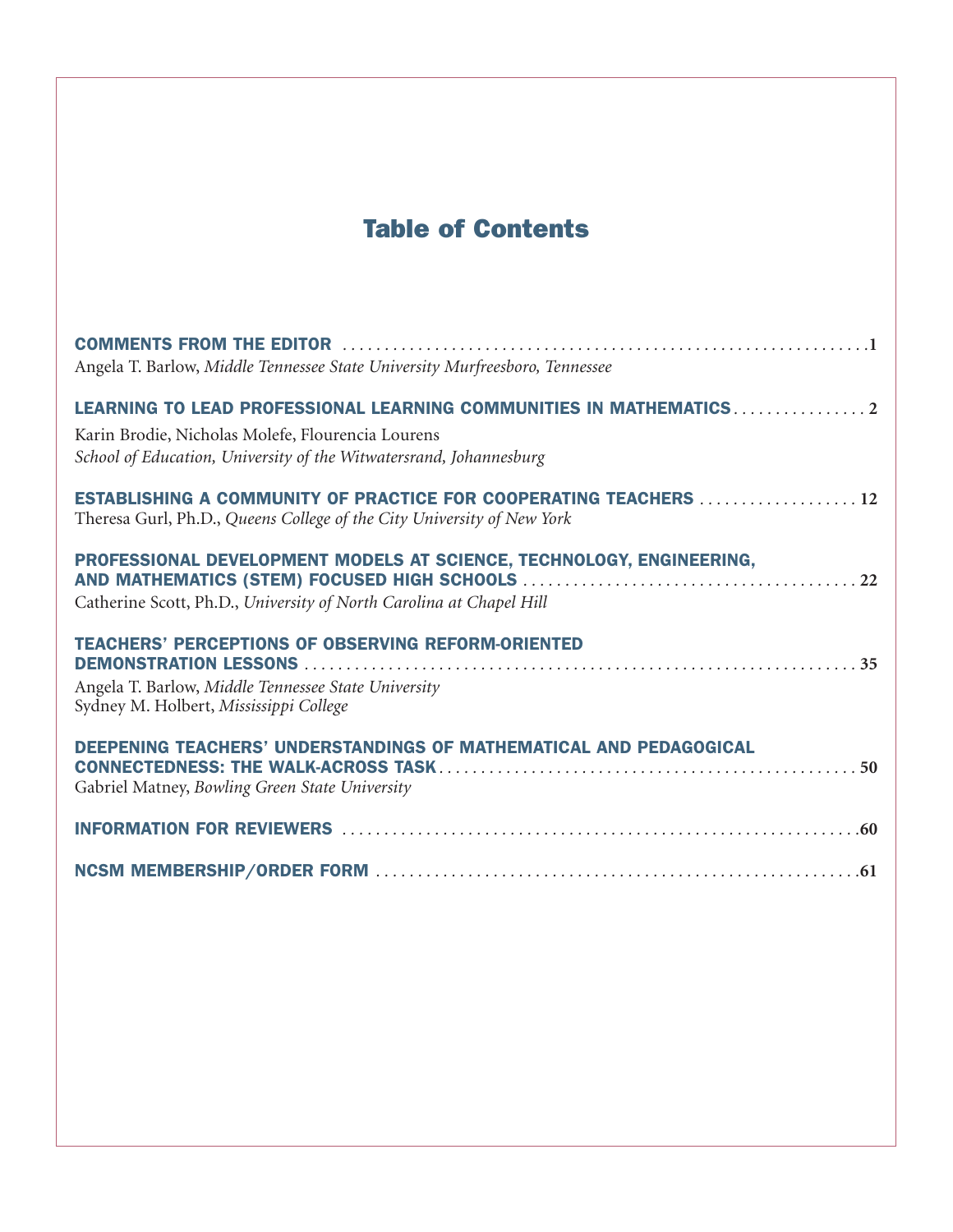# Table of Contents

**COMMENTS FROM THE EDITOR** . . . . . . . . . . . . . . . . . . . . . . . . . . . . . . . . . . . . . . . . . . . . . . . . . . . . . . . . . . . . . . .1
Angela T. Barlow, *Middle Tennessee State University Murfreesboro, Tennessee*

**LEARNING TO LEAD PROFESSIONAL LEARNING COMMUNITIES IN MATHEMATICS** . . . . . . . . . . . . . . . . 2
Karin Brodie, Nicholas Molefe, Flourencia Lourens
*School of Education, University of the Witwatersrand, Johannesburg*

**ESTABLISHING A COMMUNITY OF PRACTICE FOR COOPERATING TEACHERS** . . . . . . . . . . . . . . . . . . . 12
Theresa Gurl, Ph.D., *Queens College of the City University of New York*

**PROFESSIONAL DEVELOPMENT MODELS AT SCIENCE, TECHNOLOGY, ENGINEERING, AND MATHEMATICS (STEM) FOCUSED HIGH SCHOOLS** . . . . . . . . . . . . . . . . . . . . . . . . . . . . . . . . . . . . . . . . 22
Catherine Scott, Ph.D., *University of North Carolina at Chapel Hill*

**TEACHERS' PERCEPTIONS OF OBSERVING REFORM-ORIENTED DEMONSTRATION LESSONS** . . . . . . . . . . . . . . . . . . . . . . . . . . . . . . . . . . . . . . . . . . . . . . . . . . . . . . . . . . . . . . . . . 35
Angela T. Barlow, *Middle Tennessee State University*
Sydney M. Holbert, *Mississippi College*

**DEEPENING TEACHERS' UNDERSTANDINGS OF MATHEMATICAL AND PEDAGOGICAL CONNECTEDNESS: THE WALK-ACROSS TASK** . . . . . . . . . . . . . . . . . . . . . . . . . . . . . . . . . . . . . . . . . . . . . . . . . . 50
Gabriel Matney, *Bowling Green State University*

**INFORMATION FOR REVIEWERS** . . . . . . . . . . . . . . . . . . . . . . . . . . . . . . . . . . . . . . . . . . . . . . . . . . . . . . . . . . . . . . .60

**NCSM MEMBERSHIP/ORDER FORM** . . . . . . . . . . . . . . . . . . . . . . . . . . . . . . . . . . . . . . . . . . . . . . . . . . . . . . . . . . .61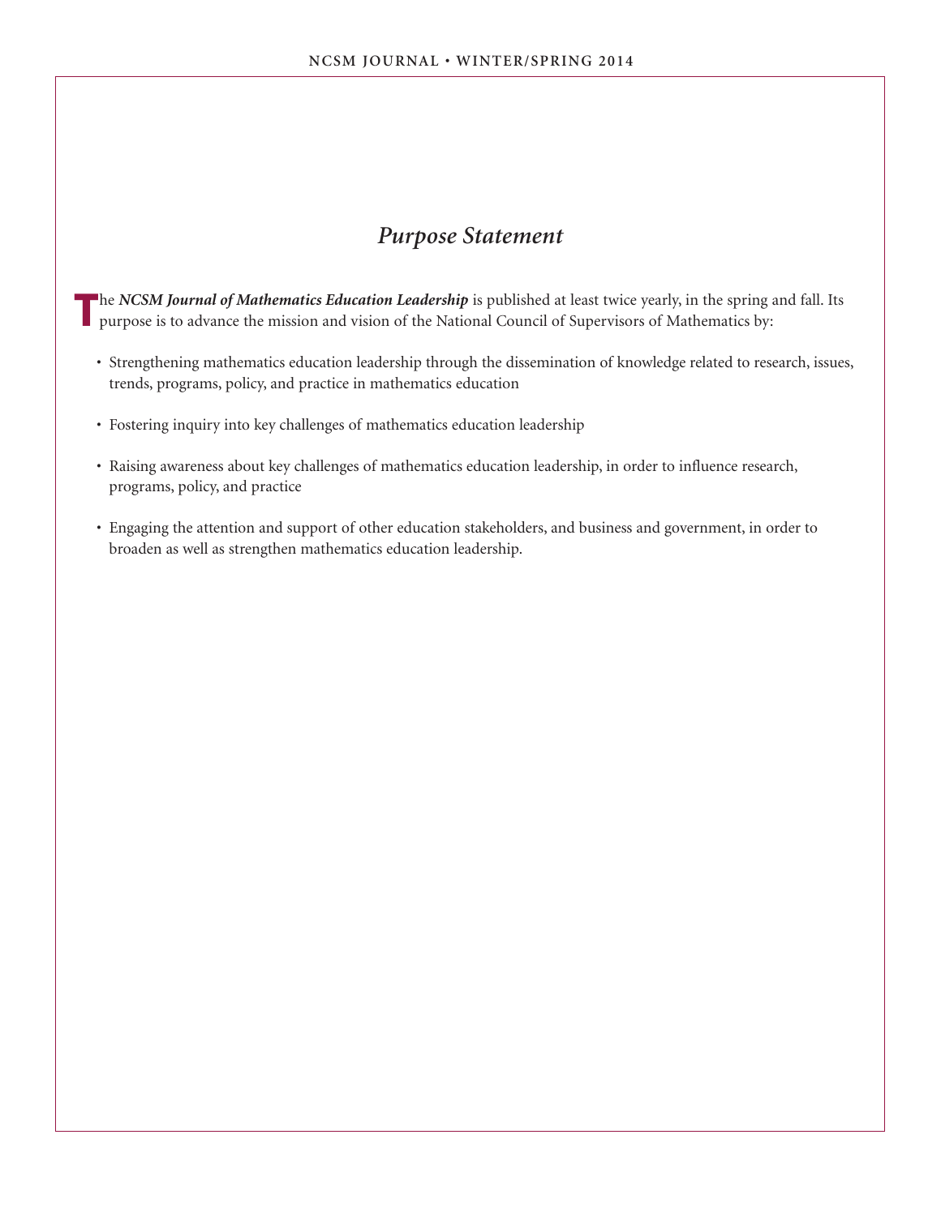# *Purpose Statement*

The ***NCSM Journal of Mathematics Education Leadership*** is published at least twice yearly, in the spring and fall. Its purpose is to advance the mission and vision of the National Council of Supervisors of Mathematics by:

- Strengthening mathematics education leadership through the dissemination of knowledge related to research, issues, trends, programs, policy, and practice in mathematics education
- Fostering inquiry into key challenges of mathematics education leadership
- Raising awareness about key challenges of mathematics education leadership, in order to influence research, programs, policy, and practice
- Engaging the attention and support of other education stakeholders, and business and government, in order to broaden as well as strengthen mathematics education leadership.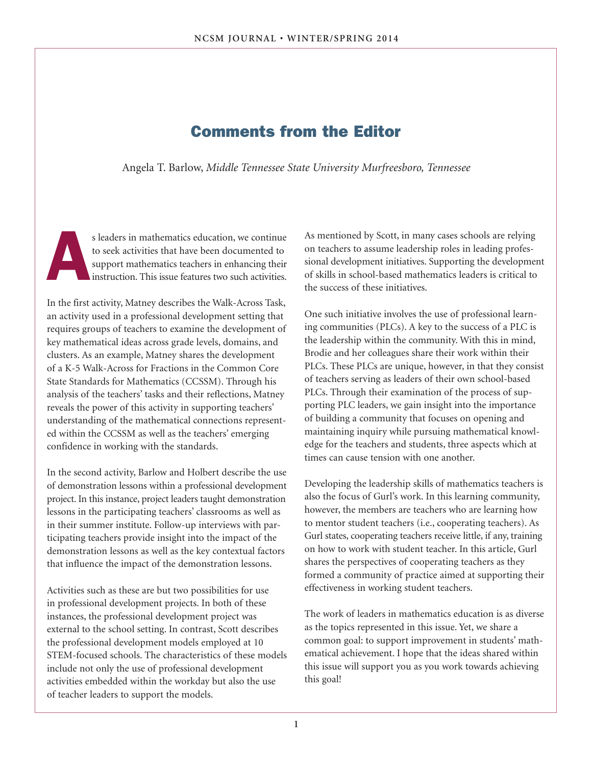# Comments from the Editor

Angela T. Barlow, *Middle Tennessee State University Murfreesboro, Tennessee*

As leaders in mathematics education, we continue to seek activities that have been documented to support mathematics teachers in enhancing their instruction. This issue features two such activities.

In the first activity, Matney describes the Walk-Across Task, an activity used in a professional development setting that requires groups of teachers to examine the development of key mathematical ideas across grade levels, domains, and clusters. As an example, Matney shares the development of a K-5 Walk-Across for Fractions in the Common Core State Standards for Mathematics (CCSSM). Through his analysis of the teachers' tasks and their reflections, Matney reveals the power of this activity in supporting teachers' understanding of the mathematical connections represented within the CCSSM as well as the teachers' emerging confidence in working with the standards.

In the second activity, Barlow and Holbert describe the use of demonstration lessons within a professional development project. In this instance, project leaders taught demonstration lessons in the participating teachers' classrooms as well as in their summer institute. Follow-up interviews with participating teachers provide insight into the impact of the demonstration lessons as well as the key contextual factors that influence the impact of the demonstration lessons.

Activities such as these are but two possibilities for use in professional development projects. In both of these instances, the professional development project was external to the school setting. In contrast, Scott describes the professional development models employed at 10 STEM-focused schools. The characteristics of these models include not only the use of professional development activities embedded within the workday but also the use of teacher leaders to support the models.

As mentioned by Scott, in many cases schools are relying on teachers to assume leadership roles in leading professional development initiatives. Supporting the development of skills in school-based mathematics leaders is critical to the success of these initiatives.

One such initiative involves the use of professional learning communities (PLCs). A key to the success of a PLC is the leadership within the community. With this in mind, Brodie and her colleagues share their work within their PLCs. These PLCs are unique, however, in that they consist of teachers serving as leaders of their own school-based PLCs. Through their examination of the process of supporting PLC leaders, we gain insight into the importance of building a community that focuses on opening and maintaining inquiry while pursuing mathematical knowledge for the teachers and students, three aspects which at times can cause tension with one another.

Developing the leadership skills of mathematics teachers is also the focus of Gurl's work. In this learning community, however, the members are teachers who are learning how to mentor student teachers (i.e., cooperating teachers). As Gurl states, cooperating teachers receive little, if any, training on how to work with student teacher. In this article, Gurl shares the perspectives of cooperating teachers as they formed a community of practice aimed at supporting their effectiveness in working student teachers.

The work of leaders in mathematics education is as diverse as the topics represented in this issue. Yet, we share a common goal: to support improvement in students' mathematical achievement. I hope that the ideas shared within this issue will support you as you work towards achieving this goal!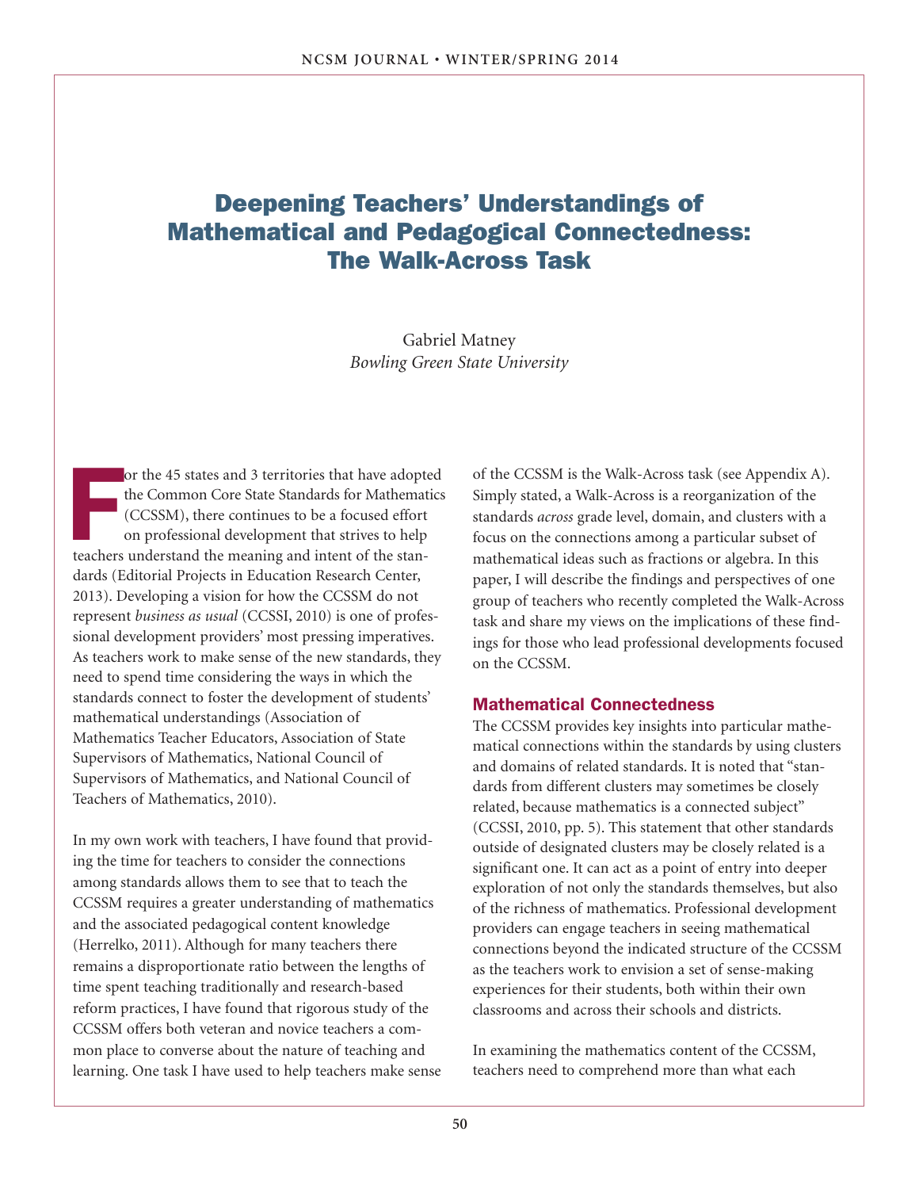# Deepening Teachers' Understandings of Mathematical and Pedagogical Connectedness: The Walk-Across Task

Gabriel Matney
*Bowling Green State University*

For the 45 states and 3 territories that have adopted the Common Core State Standards for Mathematics (CCSSM), there continues to be a focused effort on professional development that strives to help teachers understand the meaning and intent of the standards (Editorial Projects in Education Research Center, 2013). Developing a vision for how the CCSSM do not represent *business as usual* (CCSSI, 2010) is one of professional development providers' most pressing imperatives. As teachers work to make sense of the new standards, they need to spend time considering the ways in which the standards connect to foster the development of students' mathematical understandings (Association of Mathematics Teacher Educators, Association of State Supervisors of Mathematics, National Council of Supervisors of Mathematics, and National Council of Teachers of Mathematics, 2010).

In my own work with teachers, I have found that providing the time for teachers to consider the connections among standards allows them to see that to teach the CCSSM requires a greater understanding of mathematics and the associated pedagogical content knowledge (Herrelko, 2011). Although for many teachers there remains a disproportionate ratio between the lengths of time spent teaching traditionally and research-based reform practices, I have found that rigorous study of the CCSSM offers both veteran and novice teachers a common place to converse about the nature of teaching and learning. One task I have used to help teachers make sense of the CCSSM is the Walk-Across task (see Appendix A). Simply stated, a Walk-Across is a reorganization of the standards *across* grade level, domain, and clusters with a focus on the connections among a particular subset of mathematical ideas such as fractions or algebra. In this paper, I will describe the findings and perspectives of one group of teachers who recently completed the Walk-Across task and share my views on the implications of these findings for those who lead professional developments focused on the CCSSM.

## Mathematical Connectedness

The CCSSM provides key insights into particular mathematical connections within the standards by using clusters and domains of related standards. It is noted that "standards from different clusters may sometimes be closely related, because mathematics is a connected subject" (CCSSI, 2010, pp. 5). This statement that other standards outside of designated clusters may be closely related is a significant one. It can act as a point of entry into deeper exploration of not only the standards themselves, but also of the richness of mathematics. Professional development providers can engage teachers in seeing mathematical connections beyond the indicated structure of the CCSSM as the teachers work to envision a set of sense-making experiences for their students, both within their own classrooms and across their schools and districts.

In examining the mathematics content of the CCSSM, teachers need to comprehend more than what each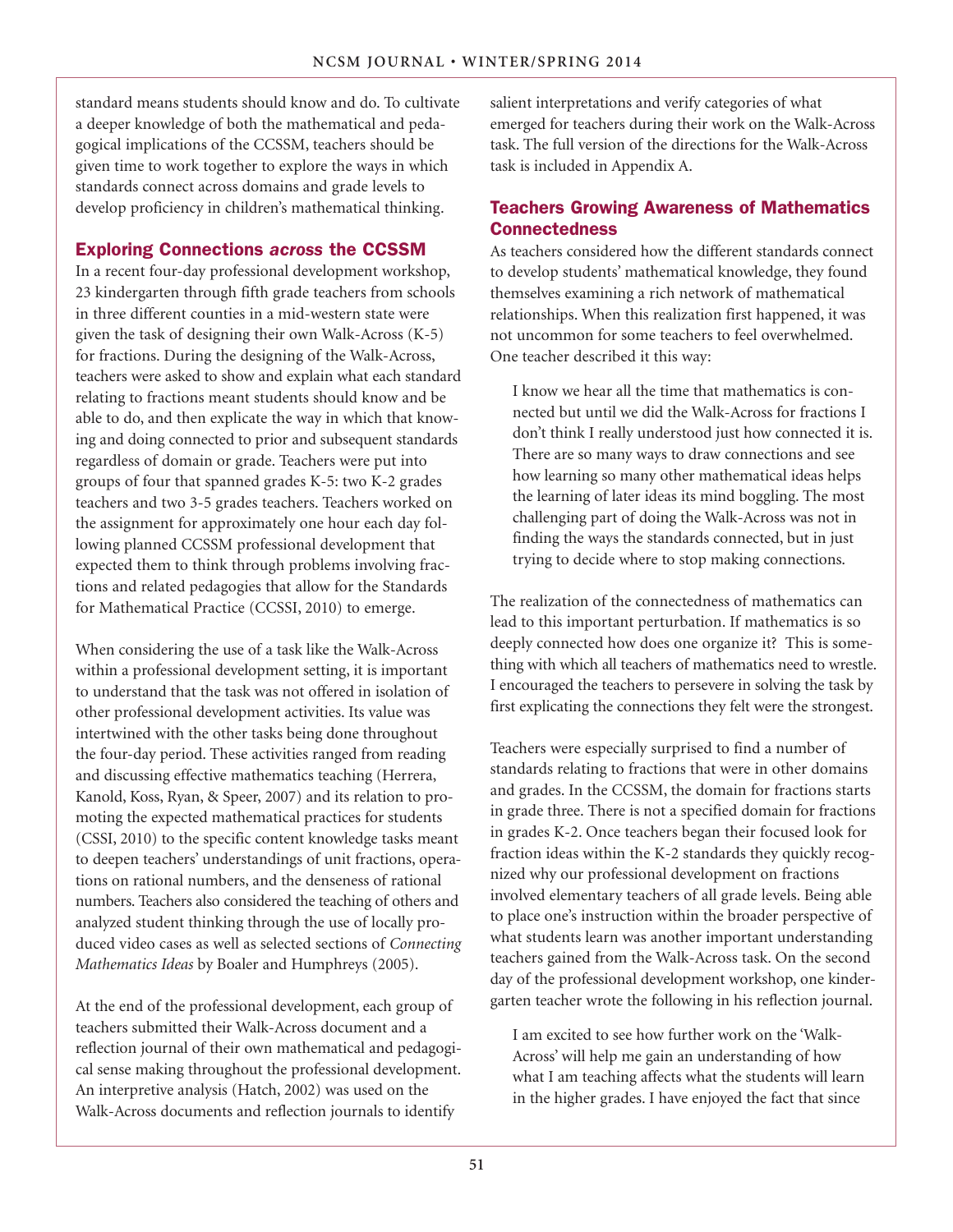standard means students should know and do. To cultivate a deeper knowledge of both the mathematical and pedagogical implications of the CCSSM, teachers should be given time to work together to explore the ways in which standards connect across domains and grade levels to develop proficiency in children's mathematical thinking.

## Exploring Connections *across* the CCSSM

In a recent four-day professional development workshop, 23 kindergarten through fifth grade teachers from schools in three different counties in a mid-western state were given the task of designing their own Walk-Across (K-5) for fractions. During the designing of the Walk-Across, teachers were asked to show and explain what each standard relating to fractions meant students should know and be able to do, and then explicate the way in which that knowing and doing connected to prior and subsequent standards regardless of domain or grade. Teachers were put into groups of four that spanned grades K-5: two K-2 grades teachers and two 3-5 grades teachers. Teachers worked on the assignment for approximately one hour each day following planned CCSSM professional development that expected them to think through problems involving fractions and related pedagogies that allow for the Standards for Mathematical Practice (CCSSI, 2010) to emerge.

When considering the use of a task like the Walk-Across within a professional development setting, it is important to understand that the task was not offered in isolation of other professional development activities. Its value was intertwined with the other tasks being done throughout the four-day period. These activities ranged from reading and discussing effective mathematics teaching (Herrera, Kanold, Koss, Ryan, & Speer, 2007) and its relation to promoting the expected mathematical practices for students (CSSI, 2010) to the specific content knowledge tasks meant to deepen teachers' understandings of unit fractions, operations on rational numbers, and the denseness of rational numbers. Teachers also considered the teaching of others and analyzed student thinking through the use of locally produced video cases as well as selected sections of *Connecting Mathematics Ideas* by Boaler and Humphreys (2005).

At the end of the professional development, each group of teachers submitted their Walk-Across document and a reflection journal of their own mathematical and pedagogical sense making throughout the professional development. An interpretive analysis (Hatch, 2002) was used on the Walk-Across documents and reflection journals to identify salient interpretations and verify categories of what emerged for teachers during their work on the Walk-Across task. The full version of the directions for the Walk-Across task is included in Appendix A.

## Teachers Growing Awareness of Mathematics Connectedness

As teachers considered how the different standards connect to develop students' mathematical knowledge, they found themselves examining a rich network of mathematical relationships. When this realization first happened, it was not uncommon for some teachers to feel overwhelmed. One teacher described it this way:

> I know we hear all the time that mathematics is connected but until we did the Walk-Across for fractions I don't think I really understood just how connected it is. There are so many ways to draw connections and see how learning so many other mathematical ideas helps the learning of later ideas its mind boggling. The most challenging part of doing the Walk-Across was not in finding the ways the standards connected, but in just trying to decide where to stop making connections.

The realization of the connectedness of mathematics can lead to this important perturbation. If mathematics is so deeply connected how does one organize it? This is something with which all teachers of mathematics need to wrestle. I encouraged the teachers to persevere in solving the task by first explicating the connections they felt were the strongest.

Teachers were especially surprised to find a number of standards relating to fractions that were in other domains and grades. In the CCSSM, the domain for fractions starts in grade three. There is not a specified domain for fractions in grades K-2. Once teachers began their focused look for fraction ideas within the K-2 standards they quickly recognized why our professional development on fractions involved elementary teachers of all grade levels. Being able to place one's instruction within the broader perspective of what students learn was another important understanding teachers gained from the Walk-Across task. On the second day of the professional development workshop, one kindergarten teacher wrote the following in his reflection journal.

> I am excited to see how further work on the 'Walk-Across' will help me gain an understanding of how what I am teaching affects what the students will learn in the higher grades. I have enjoyed the fact that since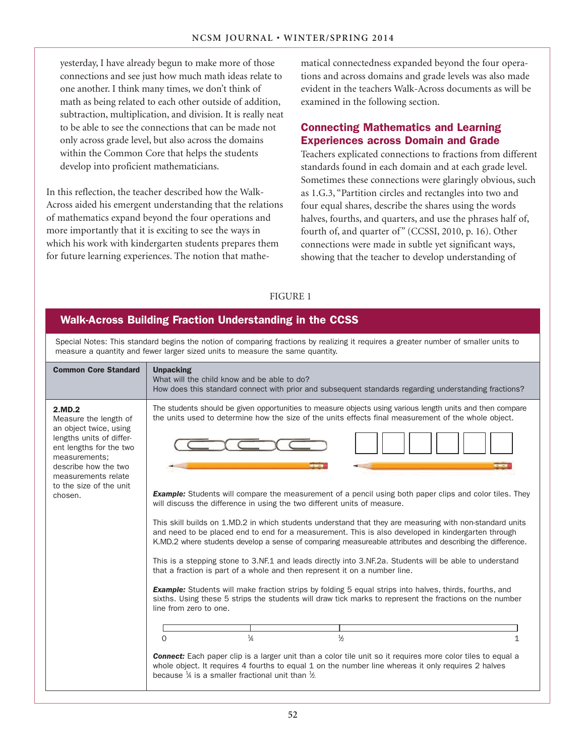yesterday, I have already begun to make more of those connections and see just how much math ideas relate to one another. I think many times, we don't think of math as being related to each other outside of addition, subtraction, multiplication, and division. It is really neat to be able to see the connections that can be made not only across grade level, but also across the domains within the Common Core that helps the students develop into proficient mathematicians.

In this reflection, the teacher described how the Walk-Across aided his emergent understanding that the relations of mathematics expand beyond the four operations and more importantly that it is exciting to see the ways in which his work with kindergarten students prepares them for future learning experiences. The notion that mathematical connectedness expanded beyond the four operations and across domains and grade levels was also made evident in the teachers Walk-Across documents as will be examined in the following section.

## Connecting Mathematics and Learning Experiences across Domain and Grade

Teachers explicated connections to fractions from different standards found in each domain and at each grade level. Sometimes these connections were glaringly obvious, such as 1.G.3, "Partition circles and rectangles into two and four equal shares, describe the shares using the words halves, fourths, and quarters, and use the phrases half of, fourth of, and quarter of" (CCSSI, 2010, p. 16). Other connections were made in subtle yet significant ways, showing that the teacher to develop understanding of

FIGURE 1

### Walk-Across Building Fraction Understanding in the CCSS

Special Notes: This standard begins the notion of comparing fractions by realizing it requires a greater number of smaller units to measure a quantity and fewer larger sized units to measure the same quantity.

| Common Core Standard | Unpacking<br>What will the child know and be able to do?<br>How does this standard connect with prior and subsequent standards regarding understanding fractions? |
|---|---|
| **2.MD.2**<br>Measure the length of an object twice, using lengths units of different lengths for the two measurements; describe how the two measurements relate to the size of the unit chosen. | The students should be given opportunities to measure objects using various length units and then compare the units used to determine how the size of the units effects final measurement of the whole object.<br><br>***Example:*** Students will compare the measurement of a pencil using both paper clips and color tiles. They will discuss the difference in using the two different units of measure.<br><br>This skill builds on 1.MD.2 in which students understand that they are measuring with non-standard units and need to be placed end to end for a measurement. This is also developed in kindergarten through K.MD.2 where students develop a sense of comparing measureable attributes and describing the difference.<br><br>This is a stepping stone to 3.NF.1 and leads directly into 3.NF.2a. Students will be able to understand that a fraction is part of a whole and then represent it on a number line.<br><br>***Example:*** Students will make fraction strips by folding 5 equal strips into halves, thirds, fourths, and sixths. Using these 5 strips the students will draw tick marks to represent the fractions on the number line from zero to one.<br><br>0 ¼ ½ 1<br><br>***Connect:*** Each paper clip is a larger unit than a color tile unit so it requires more color tiles to equal a whole object. It requires 4 fourths to equal 1 on the number line whereas it only requires 2 halves because ¼ is a smaller fractional unit than ½. |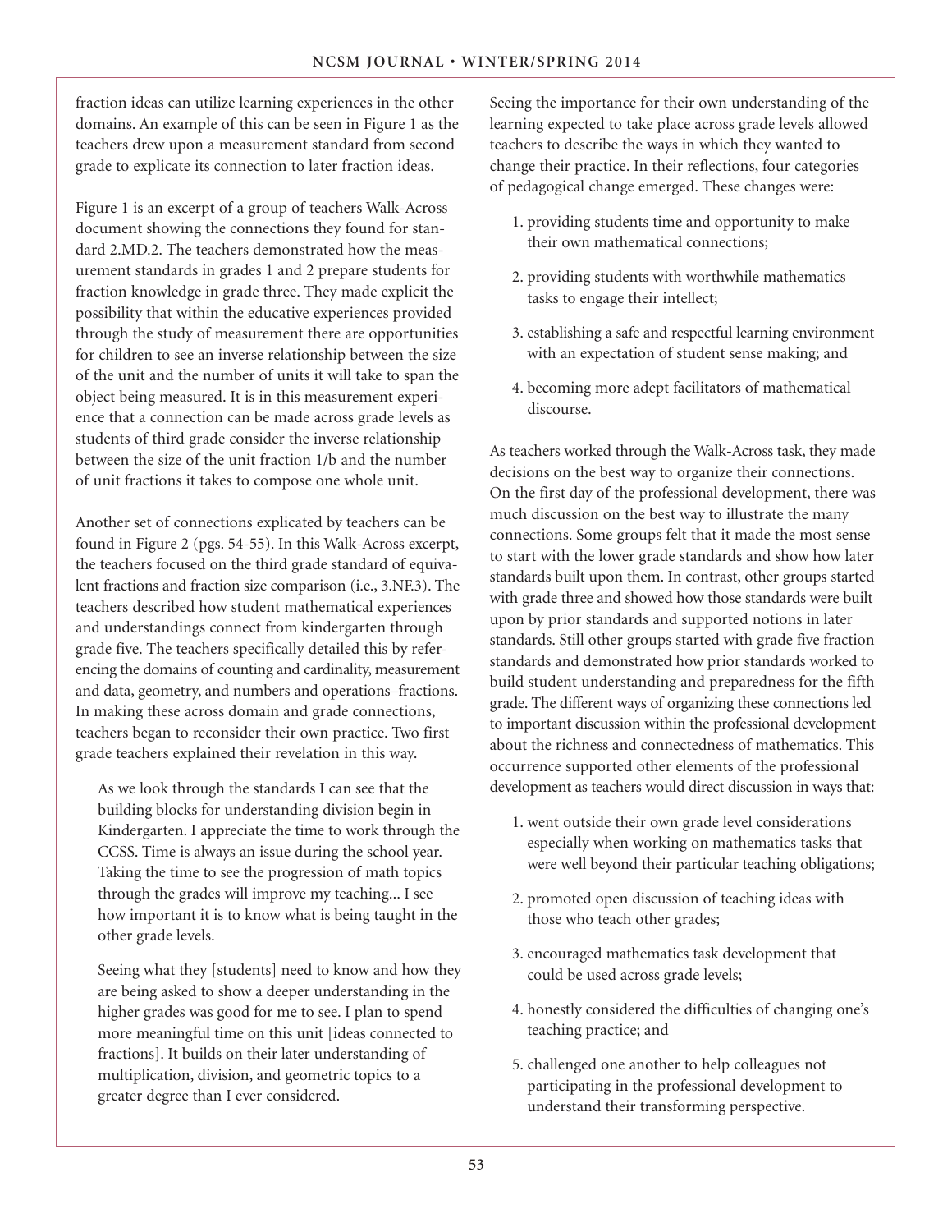fraction ideas can utilize learning experiences in the other domains. An example of this can be seen in Figure 1 as the teachers drew upon a measurement standard from second grade to explicate its connection to later fraction ideas.

Figure 1 is an excerpt of a group of teachers Walk-Across document showing the connections they found for standard 2.MD.2. The teachers demonstrated how the measurement standards in grades 1 and 2 prepare students for fraction knowledge in grade three. They made explicit the possibility that within the educative experiences provided through the study of measurement there are opportunities for children to see an inverse relationship between the size of the unit and the number of units it will take to span the object being measured. It is in this measurement experience that a connection can be made across grade levels as students of third grade consider the inverse relationship between the size of the unit fraction 1/b and the number of unit fractions it takes to compose one whole unit.

Another set of connections explicated by teachers can be found in Figure 2 (pgs. 54-55). In this Walk-Across excerpt, the teachers focused on the third grade standard of equivalent fractions and fraction size comparison (i.e., 3.NF.3). The teachers described how student mathematical experiences and understandings connect from kindergarten through grade five. The teachers specifically detailed this by referencing the domains of counting and cardinality, measurement and data, geometry, and numbers and operations–fractions. In making these across domain and grade connections, teachers began to reconsider their own practice. Two first grade teachers explained their revelation in this way.

> As we look through the standards I can see that the building blocks for understanding division begin in Kindergarten. I appreciate the time to work through the CCSS. Time is always an issue during the school year. Taking the time to see the progression of math topics through the grades will improve my teaching... I see how important it is to know what is being taught in the other grade levels.
>
> Seeing what they [students] need to know and how they are being asked to show a deeper understanding in the higher grades was good for me to see. I plan to spend more meaningful time on this unit [ideas connected to fractions]. It builds on their later understanding of multiplication, division, and geometric topics to a greater degree than I ever considered.

Seeing the importance for their own understanding of the learning expected to take place across grade levels allowed teachers to describe the ways in which they wanted to change their practice. In their reflections, four categories of pedagogical change emerged. These changes were:

1. providing students time and opportunity to make their own mathematical connections;
2. providing students with worthwhile mathematics tasks to engage their intellect;
3. establishing a safe and respectful learning environment with an expectation of student sense making; and
4. becoming more adept facilitators of mathematical discourse.

As teachers worked through the Walk-Across task, they made decisions on the best way to organize their connections. On the first day of the professional development, there was much discussion on the best way to illustrate the many connections. Some groups felt that it made the most sense to start with the lower grade standards and show how later standards built upon them. In contrast, other groups started with grade three and showed how those standards were built upon by prior standards and supported notions in later standards. Still other groups started with grade five fraction standards and demonstrated how prior standards worked to build student understanding and preparedness for the fifth grade. The different ways of organizing these connections led to important discussion within the professional development about the richness and connectedness of mathematics. This occurrence supported other elements of the professional development as teachers would direct discussion in ways that:

1. went outside their own grade level considerations especially when working on mathematics tasks that were well beyond their particular teaching obligations;
2. promoted open discussion of teaching ideas with those who teach other grades;
3. encouraged mathematics task development that could be used across grade levels;
4. honestly considered the difficulties of changing one's teaching practice; and
5. challenged one another to help colleagues not participating in the professional development to understand their transforming perspective.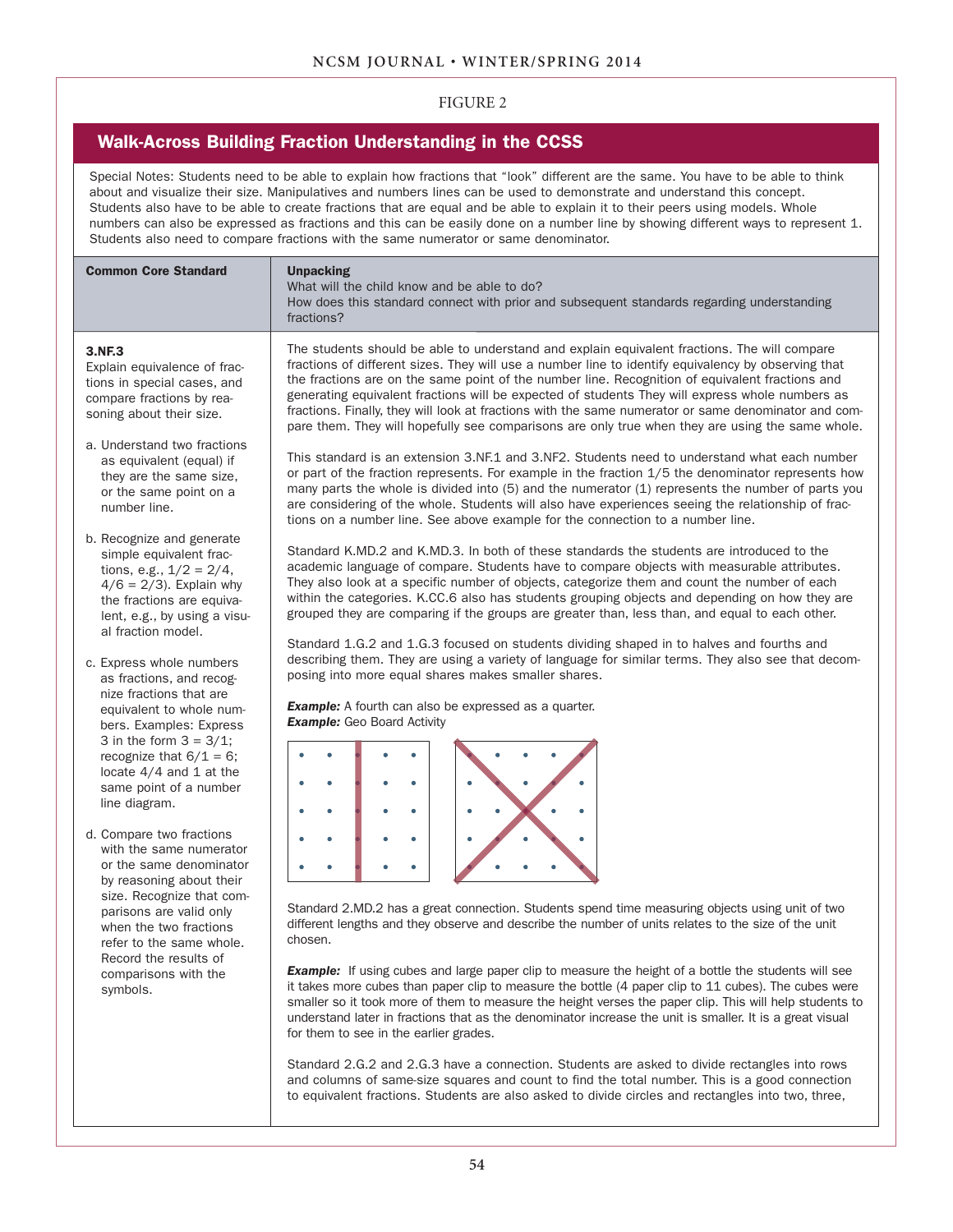FIGURE 2

## Walk-Across Building Fraction Understanding in the CCSS

Special Notes: Students need to be able to explain how fractions that "look" different are the same. You have to be able to think about and visualize their size. Manipulatives and numbers lines can be used to demonstrate and understand this concept. Students also have to be able to create fractions that are equal and be able to explain it to their peers using models. Whole numbers can also be expressed as fractions and this can be easily done on a number line by showing different ways to represent 1. Students also need to compare fractions with the same numerator or same denominator.

| Common Core Standard | Unpacking<br>What will the child know and be able to do?<br>How does this standard connect with prior and subsequent standards regarding understanding fractions? |
|---|---|
| **3.NF.3**<br>Explain equivalence of fractions in special cases, and compare fractions by reasoning about their size.<br><br>a. Understand two fractions as equivalent (equal) if they are the same size, or the same point on a number line.<br><br>b. Recognize and generate simple equivalent fractions, e.g., 1/2 = 2/4, 4/6 = 2/3). Explain why the fractions are equivalent, e.g., by using a visual fraction model.<br><br>c. Express whole numbers as fractions, and recognize fractions that are equivalent to whole numbers. Examples: Express 3 in the form 3 = 3/1; recognize that 6/1 = 6; locate 4/4 and 1 at the same point of a number line diagram.<br><br>d. Compare two fractions with the same numerator or the same denominator by reasoning about their size. Recognize that comparisons are valid only when the two fractions refer to the same whole. Record the results of comparisons with the symbols. | The students should be able to understand and explain equivalent fractions. The will compare fractions of different sizes. They will use a number line to identify equivalency by observing that the fractions are on the same point of the number line. Recognition of equivalent fractions and generating equivalent fractions will be expected of students They will express whole numbers as fractions. Finally, they will look at fractions with the same numerator or same denominator and compare them. They will hopefully see comparisons are only true when they are using the same whole.<br><br>This standard is an extension 3.NF.1 and 3.NF2. Students need to understand what each number or part of the fraction represents. For example in the fraction 1/5 the denominator represents how many parts the whole is divided into (5) and the numerator (1) represents the number of parts you are considering of the whole. Students will also have experiences seeing the relationship of fractions on a number line. See above example for the connection to a number line.<br><br>Standard K.MD.2 and K.MD.3. In both of these standards the students are introduced to the academic language of compare. Students have to compare objects with measurable attributes. They also look at a specific number of objects, categorize them and count the number of each within the categories. K.CC.6 also has students grouping objects and depending on how they are grouped they are comparing if the groups are greater than, less than, and equal to each other.<br><br>Standard 1.G.2 and 1.G.3 focused on students dividing shaped in to halves and fourths and describing them. They are using a variety of language for similar terms. They also see that decomposing into more equal shares makes smaller shares.<br><br>***Example:*** A fourth can also be expressed as a quarter.<br>***Example:*** Geo Board Activity<br><br>Standard 2.MD.2 has a great connection. Students spend time measuring objects using unit of two different lengths and they observe and describe the number of units relates to the size of the unit chosen.<br><br>***Example:*** If using cubes and large paper clip to measure the height of a bottle the students will see it takes more cubes than paper clip to measure the bottle (4 paper clip to 11 cubes). The cubes were smaller so it took more of them to measure the height verses the paper clip. This will help students to understand later in fractions that as the denominator increase the unit is smaller. It is a great visual for them to see in the earlier grades.<br><br>Standard 2.G.2 and 2.G.3 have a connection. Students are asked to divide rectangles into rows and columns of same-size squares and count to find the total number. This is a good connection to equivalent fractions. Students are also asked to divide circles and rectangles into two, three, |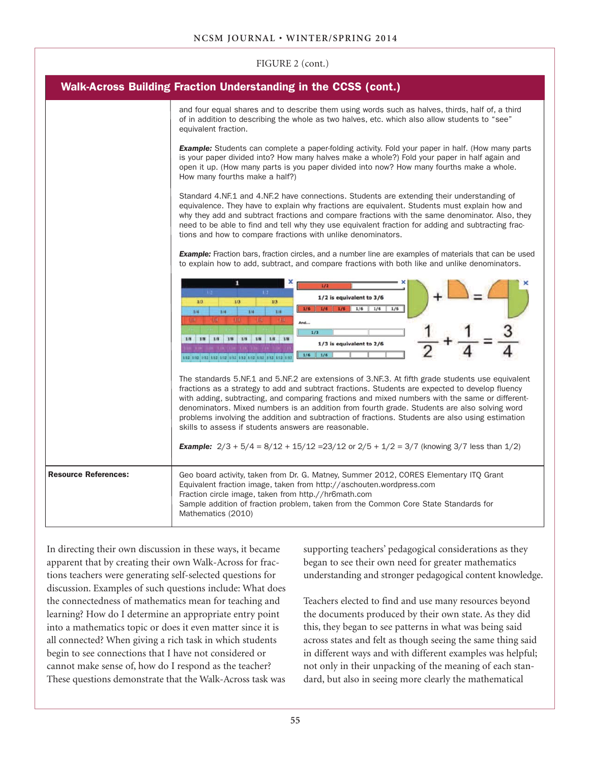FIGURE 2 (cont.)

## Walk-Across Building Fraction Understanding in the CCSS (cont.)

| | |
|---|---|
| | and four equal shares and to describe them using words such as halves, thirds, half of, a third of in addition to describing the whole as two halves, etc. which also allow students to "see" equivalent fraction.<br><br>***Example:*** Students can complete a paper-folding activity. Fold your paper in half. (How many parts is your paper divided into? How many halves make a whole?) Fold your paper in half again and open it up. (How many parts is you paper divided into now? How many fourths make a whole. How many fourths make a half?)<br><br>Standard 4.NF.1 and 4.NF.2 have connections. Students are extending their understanding of equivalence. They have to explain why fractions are equivalent. Students must explain how and why they add and subtract fractions and compare fractions with the same denominator. Also, they need to be able to find and tell why they use equivalent fraction for adding and subtracting fractions and how to compare fractions with unlike denominators.<br><br>***Example:*** Fraction bars, fraction circles, and a number line are examples of materials that can be used to explain how to add, subtract, and compare fractions with both like and unlike denominators.<br><br>The standards 5.NF.1 and 5.NF.2 are extensions of 3.NF.3. At fifth grade students use equivalent fractions as a strategy to add and subtract fractions. Students are expected to develop fluency with adding, subtracting, and comparing fractions and mixed numbers with the same or different-denominators. Mixed numbers is an addition from fourth grade. Students are also solving word problems involving the addition and subtraction of fractions. Students are also using estimation skills to assess if students answers are reasonable.<br><br>***Example:*** 2/3 + 5/4 = 8/12 + 15/12 =23/12 or 2/5 + 1/2 = 3/7 (knowing 3/7 less than 1/2) |
| **Resource References:** | Geo board activity, taken from Dr. G. Matney, Summer 2012, CORES Elementary ITQ Grant<br>Equivalent fraction image, taken from http://aschouten.wordpress.com<br>Fraction circle image, taken from http.//hr6math.com<br>Sample addition of fraction problem, taken from the Common Core State Standards for Mathematics (2010) |

In directing their own discussion in these ways, it became apparent that by creating their own Walk-Across for fractions teachers were generating self-selected questions for discussion. Examples of such questions include: What does the connectedness of mathematics mean for teaching and learning? How do I determine an appropriate entry point into a mathematics topic or does it even matter since it is all connected? When giving a rich task in which students begin to see connections that I have not considered or cannot make sense of, how do I respond as the teacher? These questions demonstrate that the Walk-Across task was supporting teachers' pedagogical considerations as they began to see their own need for greater mathematics understanding and stronger pedagogical content knowledge.

Teachers elected to find and use many resources beyond the documents produced by their own state. As they did this, they began to see patterns in what was being said across states and felt as though seeing the same thing said in different ways and with different examples was helpful; not only in their unpacking of the meaning of each standard, but also in seeing more clearly the mathematical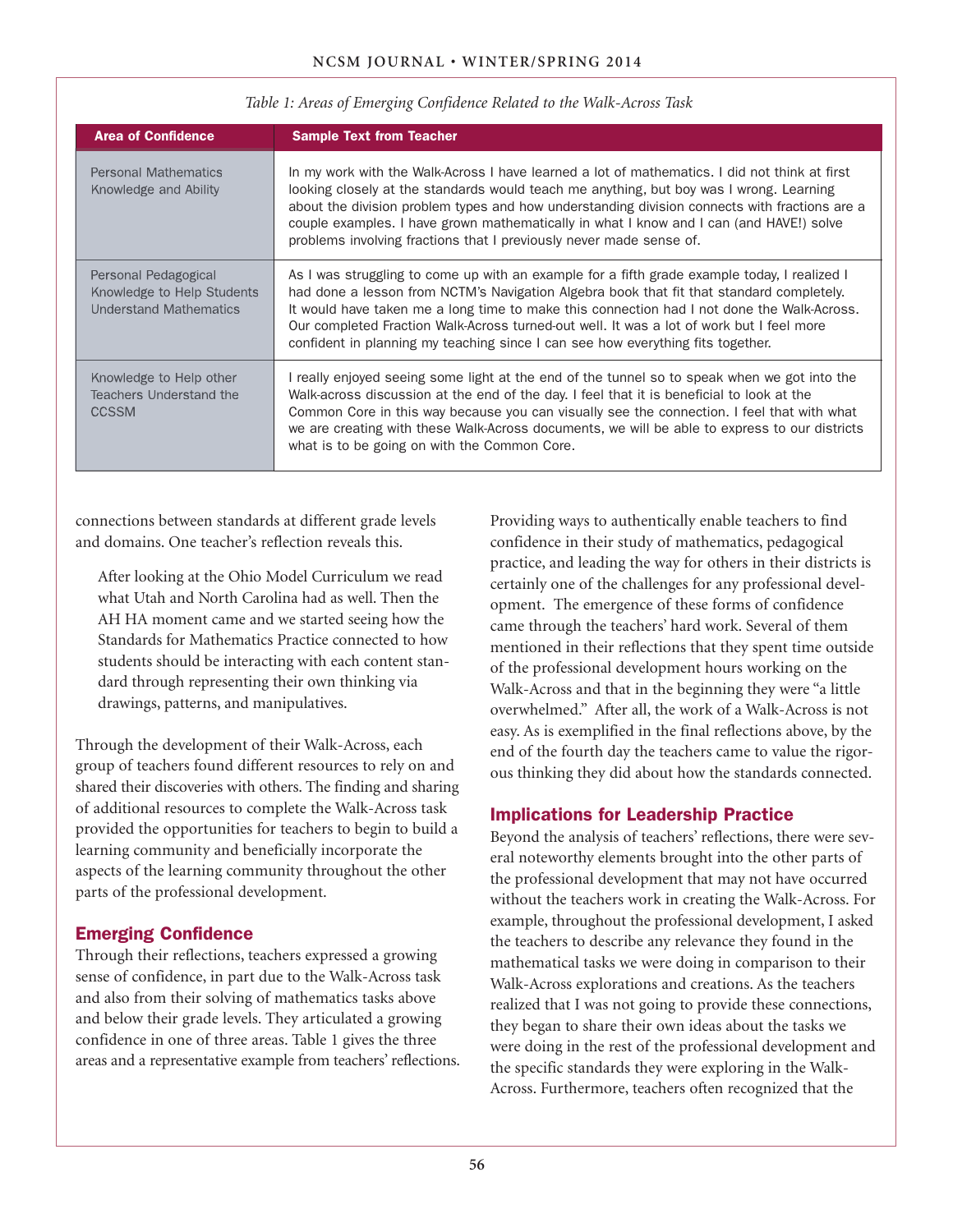*Table 1: Areas of Emerging Confidence Related to the Walk-Across Task*

| Area of Confidence | Sample Text from Teacher |
|---|---|
| Personal Mathematics Knowledge and Ability | In my work with the Walk-Across I have learned a lot of mathematics. I did not think at first looking closely at the standards would teach me anything, but boy was I wrong. Learning about the division problem types and how understanding division connects with fractions are a couple examples. I have grown mathematically in what I know and I can (and HAVE!) solve problems involving fractions that I previously never made sense of. |
| Personal Pedagogical Knowledge to Help Students Understand Mathematics | As I was struggling to come up with an example for a fifth grade example today, I realized I had done a lesson from NCTM's Navigation Algebra book that fit that standard completely. It would have taken me a long time to make this connection had I not done the Walk-Across. Our completed Fraction Walk-Across turned-out well. It was a lot of work but I feel more confident in planning my teaching since I can see how everything fits together. |
| Knowledge to Help other Teachers Understand the CCSSM | I really enjoyed seeing some light at the end of the tunnel so to speak when we got into the Walk-across discussion at the end of the day. I feel that it is beneficial to look at the Common Core in this way because you can visually see the connection. I feel that with what we are creating with these Walk-Across documents, we will be able to express to our districts what is to be going on with the Common Core. |

connections between standards at different grade levels and domains. One teacher's reflection reveals this.

> After looking at the Ohio Model Curriculum we read what Utah and North Carolina had as well. Then the AH HA moment came and we started seeing how the Standards for Mathematics Practice connected to how students should be interacting with each content standard through representing their own thinking via drawings, patterns, and manipulatives.

Through the development of their Walk-Across, each group of teachers found different resources to rely on and shared their discoveries with others. The finding and sharing of additional resources to complete the Walk-Across task provided the opportunities for teachers to begin to build a learning community and beneficially incorporate the aspects of the learning community throughout the other parts of the professional development.

## Emerging Confidence

Through their reflections, teachers expressed a growing sense of confidence, in part due to the Walk-Across task and also from their solving of mathematics tasks above and below their grade levels. They articulated a growing confidence in one of three areas. Table 1 gives the three areas and a representative example from teachers' reflections. Providing ways to authentically enable teachers to find confidence in their study of mathematics, pedagogical practice, and leading the way for others in their districts is certainly one of the challenges for any professional development. The emergence of these forms of confidence came through the teachers' hard work. Several of them mentioned in their reflections that they spent time outside of the professional development hours working on the Walk-Across and that in the beginning they were "a little overwhelmed." After all, the work of a Walk-Across is not easy. As is exemplified in the final reflections above, by the end of the fourth day the teachers came to value the rigorous thinking they did about how the standards connected.

## Implications for Leadership Practice

Beyond the analysis of teachers' reflections, there were several noteworthy elements brought into the other parts of the professional development that may not have occurred without the teachers work in creating the Walk-Across. For example, throughout the professional development, I asked the teachers to describe any relevance they found in the mathematical tasks we were doing in comparison to their Walk-Across explorations and creations. As the teachers realized that I was not going to provide these connections, they began to share their own ideas about the tasks we were doing in the rest of the professional development and the specific standards they were exploring in the Walk-Across. Furthermore, teachers often recognized that the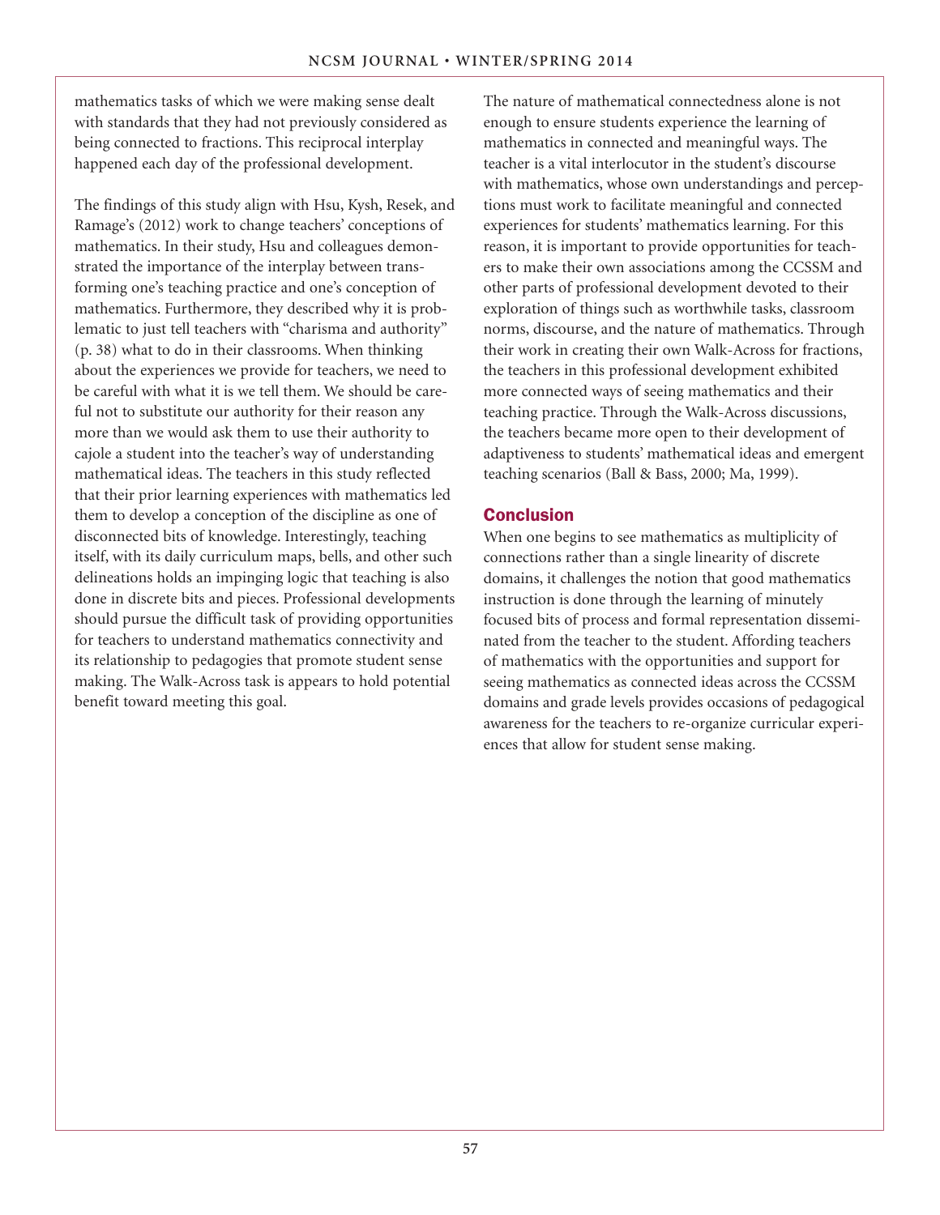mathematics tasks of which we were making sense dealt with standards that they had not previously considered as being connected to fractions. This reciprocal interplay happened each day of the professional development.

The findings of this study align with Hsu, Kysh, Resek, and Ramage's (2012) work to change teachers' conceptions of mathematics. In their study, Hsu and colleagues demonstrated the importance of the interplay between transforming one's teaching practice and one's conception of mathematics. Furthermore, they described why it is problematic to just tell teachers with "charisma and authority" (p. 38) what to do in their classrooms. When thinking about the experiences we provide for teachers, we need to be careful with what it is we tell them. We should be careful not to substitute our authority for their reason any more than we would ask them to use their authority to cajole a student into the teacher's way of understanding mathematical ideas. The teachers in this study reflected that their prior learning experiences with mathematics led them to develop a conception of the discipline as one of disconnected bits of knowledge. Interestingly, teaching itself, with its daily curriculum maps, bells, and other such delineations holds an impinging logic that teaching is also done in discrete bits and pieces. Professional developments should pursue the difficult task of providing opportunities for teachers to understand mathematics connectivity and its relationship to pedagogies that promote student sense making. The Walk-Across task is appears to hold potential benefit toward meeting this goal.

The nature of mathematical connectedness alone is not enough to ensure students experience the learning of mathematics in connected and meaningful ways. The teacher is a vital interlocutor in the student's discourse with mathematics, whose own understandings and perceptions must work to facilitate meaningful and connected experiences for students' mathematics learning. For this reason, it is important to provide opportunities for teachers to make their own associations among the CCSSM and other parts of professional development devoted to their exploration of things such as worthwhile tasks, classroom norms, discourse, and the nature of mathematics. Through their work in creating their own Walk-Across for fractions, the teachers in this professional development exhibited more connected ways of seeing mathematics and their teaching practice. Through the Walk-Across discussions, the teachers became more open to their development of adaptiveness to students' mathematical ideas and emergent teaching scenarios (Ball & Bass, 2000; Ma, 1999).

## Conclusion

When one begins to see mathematics as multiplicity of connections rather than a single linearity of discrete domains, it challenges the notion that good mathematics instruction is done through the learning of minutely focused bits of process and formal representation disseminated from the teacher to the student. Affording teachers of mathematics with the opportunities and support for seeing mathematics as connected ideas across the CCSSM domains and grade levels provides occasions of pedagogical awareness for the teachers to re-organize curricular experiences that allow for student sense making.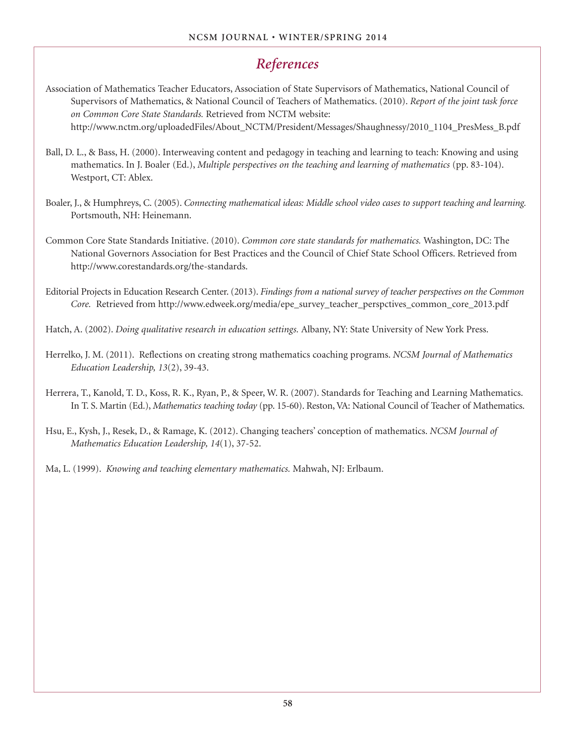## *References*

Association of Mathematics Teacher Educators, Association of State Supervisors of Mathematics, National Council of Supervisors of Mathematics, & National Council of Teachers of Mathematics. (2010). *Report of the joint task force on Common Core State Standards.* Retrieved from NCTM website: http://www.nctm.org/uploadedFiles/About_NCTM/President/Messages/Shaughnessy/2010_1104_PresMess_B.pdf

Ball, D. L., & Bass, H. (2000). Interweaving content and pedagogy in teaching and learning to teach: Knowing and using mathematics. In J. Boaler (Ed.), *Multiple perspectives on the teaching and learning of mathematics* (pp. 83-104). Westport, CT: Ablex.

Boaler, J., & Humphreys, C. (2005). *Connecting mathematical ideas: Middle school video cases to support teaching and learning.* Portsmouth, NH: Heinemann.

Common Core State Standards Initiative. (2010). *Common core state standards for mathematics.* Washington, DC: The National Governors Association for Best Practices and the Council of Chief State School Officers. Retrieved from http://www.corestandards.org/the-standards.

Editorial Projects in Education Research Center. (2013). *Findings from a national survey of teacher perspectives on the Common Core.* Retrieved from http://www.edweek.org/media/epe_survey_teacher_perspctives_common_core_2013.pdf

Hatch, A. (2002). *Doing qualitative research in education settings.* Albany, NY: State University of New York Press.

Herrelko, J. M. (2011). Reflections on creating strong mathematics coaching programs. *NCSM Journal of Mathematics Education Leadership, 13*(2), 39-43.

Herrera, T., Kanold, T. D., Koss, R. K., Ryan, P., & Speer, W. R. (2007). Standards for Teaching and Learning Mathematics. In T. S. Martin (Ed.), *Mathematics teaching today* (pp. 15-60). Reston, VA: National Council of Teacher of Mathematics.

Hsu, E., Kysh, J., Resek, D., & Ramage, K. (2012). Changing teachers' conception of mathematics. *NCSM Journal of Mathematics Education Leadership, 14*(1), 37-52.

Ma, L. (1999). *Knowing and teaching elementary mathematics.* Mahwah, NJ: Erlbaum.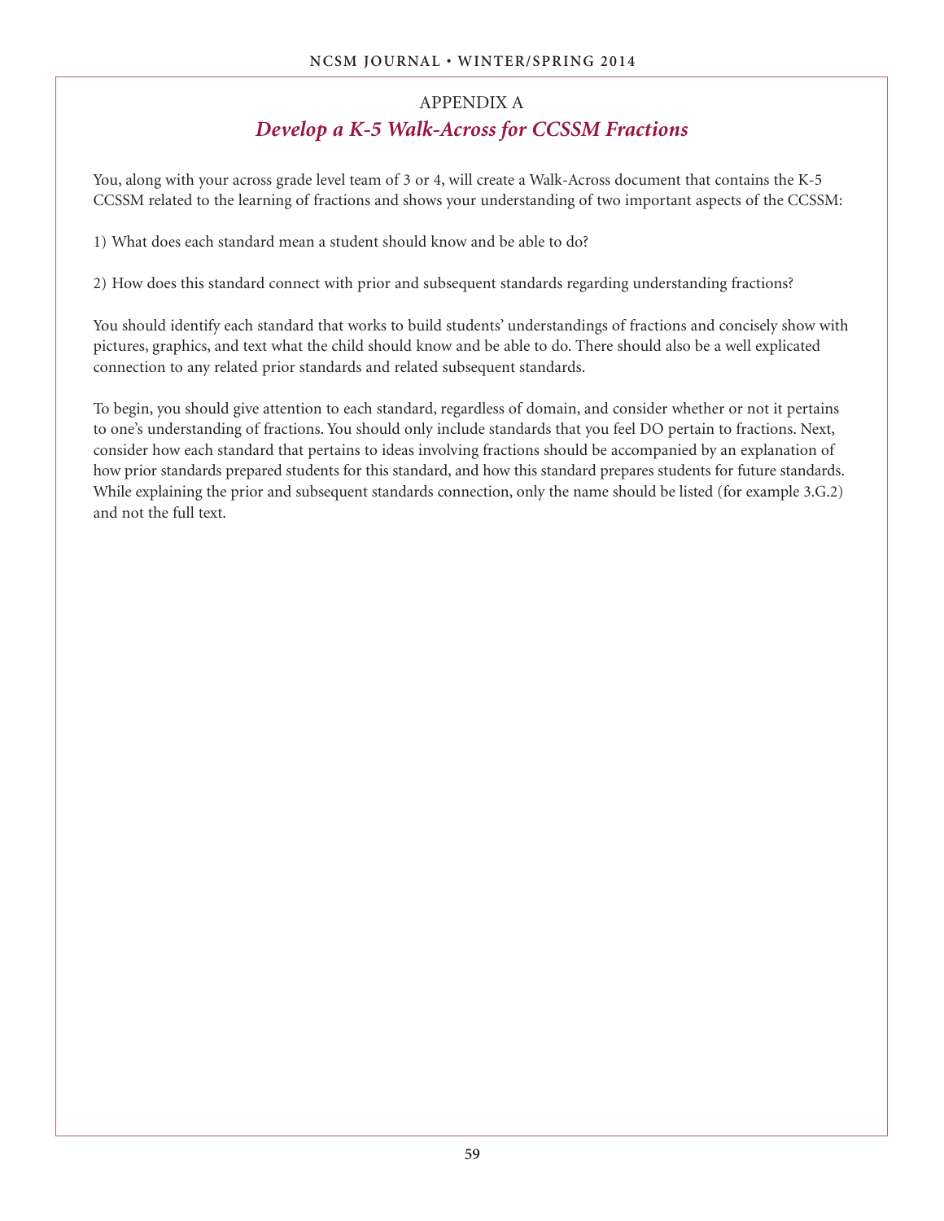# APPENDIX A

## *Develop a K-5 Walk-Across for CCSSM Fractions*

You, along with your across grade level team of 3 or 4, will create a Walk-Across document that contains the K-5 CCSSM related to the learning of fractions and shows your understanding of two important aspects of the CCSSM:

1) What does each standard mean a student should know and be able to do?

2) How does this standard connect with prior and subsequent standards regarding understanding fractions?

You should identify each standard that works to build students' understandings of fractions and concisely show with pictures, graphics, and text what the child should know and be able to do. There should also be a well explicated connection to any related prior standards and related subsequent standards.

To begin, you should give attention to each standard, regardless of domain, and consider whether or not it pertains to one's understanding of fractions. You should only include standards that you feel DO pertain to fractions. Next, consider how each standard that pertains to ideas involving fractions should be accompanied by an explanation of how prior standards prepared students for this standard, and how this standard prepares students for future standards. While explaining the prior and subsequent standards connection, only the name should be listed (for example 3.G.2) and not the full text.